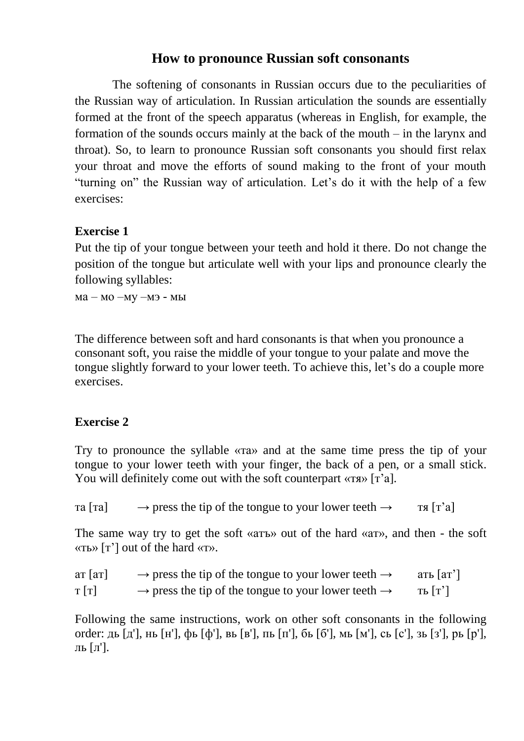# How to pronounce Russian soft consonants

The softening of consonants in Russian occurs due to the peculiarities of the Russian way of articulation. In Russian articulation the sounds are essentially formed at the front of the speech apparatus (whereas in English, for example, the formation of the sounds occurs mainly at the back of the mouth – in the larynx and throat). So, to learn to pronounce Russian soft consonants you should first relax your throat and move the efforts of sound making to the front of your mouth "turning on" the Russian way of articulation. Let's do it with the help of a few exercises:

**Exercise 1**

Put the tip of your tongue between your teeth and hold it there. Do not change the position of the tongue but articulate well with your lips and pronounce clearly the following syllables:

ма – мо –му –мэ - мы

The difference between soft and hard consonants is that when you pronounce a consonant soft, you raise the middle of your tongue to your palate and move the tongue slightly forward to your lower teeth. To achieve this, let's do a couple more exercises.

**Exercise 2**

Try to pronounce the syllable «та» and at the same time press the tip of your tongue to your lower teeth with your finger, the back of a pen, or a small stick. You will definitely come out with the soft counterpart «тя» [т'а].

та [та] → press the tip of the tongue to your lower teeth → тя [т'а]

The same way try to get the soft «атъ» out of the hard «ат», and then - the soft «ть» [т'] out of the hard «т».

ат [ат] → press the tip of the tongue to your lower teeth → ать [ат']
т [т] → press the tip of the tongue to your lower teeth → ть [т']

Following the same instructions, work on other soft consonants in the following order: дь [д'], нь [н'], фь [ф'], вь [в'], пь [п'], бь [б'], мь [м'], сь [с'], зь [з'], рь [р'], ль [л'].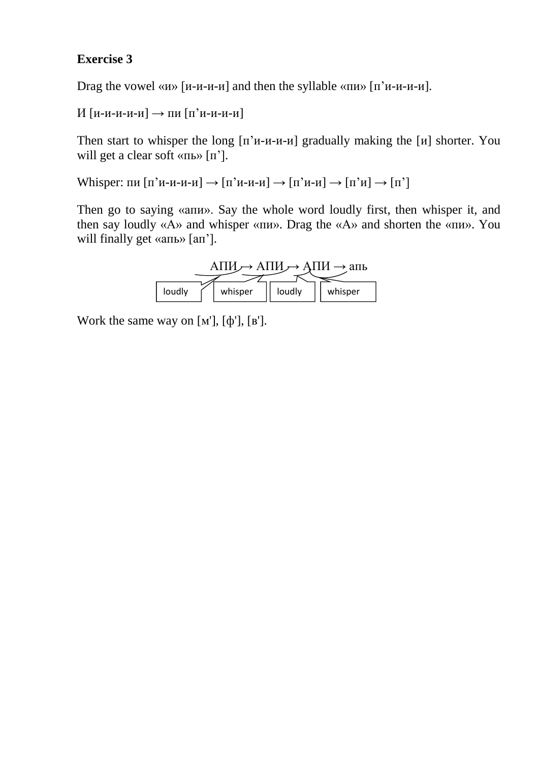**Exercise 3**

Drag the vowel «и» [и-и-и-и] and then the syllable «пи» [п'и-и-и-и].

И [и-и-и-и-и] → пи [п'и-и-и-и]

Then start to whisper the long [п'и-и-и-и] gradually making the [и] shorter. You will get a clear soft «пь» [п'].

Whisper: пи [п'и-и-и-и] → [п'и-и-и] → [п'и-и] → [п'и] → [п']

Then go to saying «апи». Say the whole word loudly first, then whisper it, and then say loudly «А» and whisper «пи». Drag the «А» and shorten the «пи». You will finally get «апь» [ап'].

АПИ → АПИ → АПИ → апь

loudly

whisper

loudly

whisper

Work the same way on [м'], [ф'], [в'].